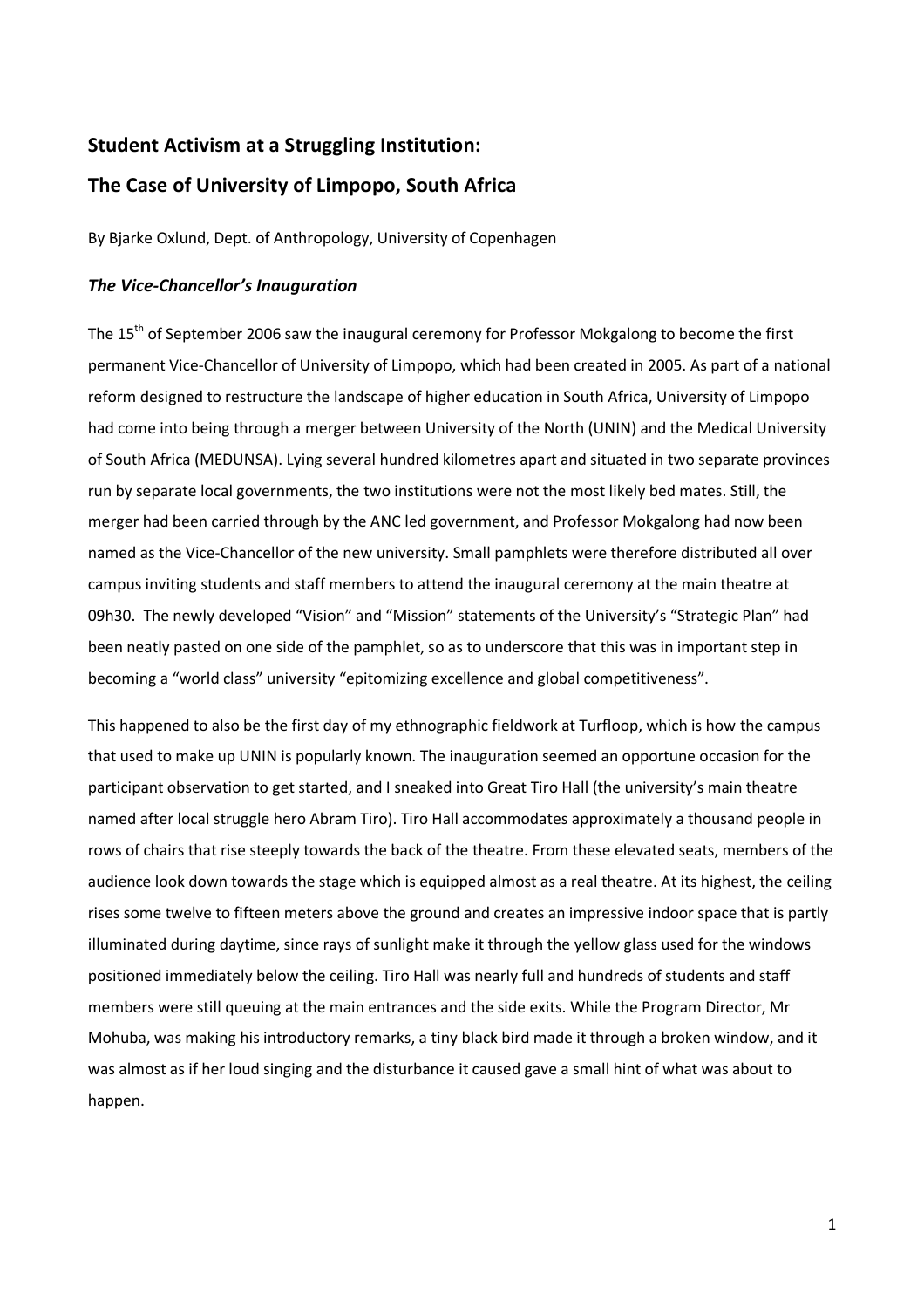# Student Activism at a Struggling Institution:

# The Case of University of Limpopo, South Africa

By Bjarke Oxlund, Dept. of Anthropology, University of Copenhagen

### *The Vice-Chancellor's Inauguration*

The 15th of September 2006 saw the inaugural ceremony for Professor Mokgalong to become the first permanent Vice-Chancellor of University of Limpopo, which had been created in 2005. As part of a national reform designed to restructure the landscape of higher education in South Africa, University of Limpopo had come into being through a merger between University of the North (UNIN) and the Medical University of South Africa (MEDUNSA). Lying several hundred kilometres apart and situated in two separate provinces run by separate local governments, the two institutions were not the most likely bed mates. Still, the merger had been carried through by the ANC led government, and Professor Mokgalong had now been named as the Vice-Chancellor of the new university. Small pamphlets were therefore distributed all over campus inviting students and staff members to attend the inaugural ceremony at the main theatre at 09h30. The newly developed "Vision" and "Mission" statements of the University's "Strategic Plan" had been neatly pasted on one side of the pamphlet, so as to underscore that this was in important step in becoming a "world class" university "epitomizing excellence and global competitiveness".

This happened to also be the first day of my ethnographic fieldwork at Turfloop, which is how the campus that used to make up UNIN is popularly known. The inauguration seemed an opportune occasion for the participant observation to get started, and I sneaked into Great Tiro Hall (the university's main theatre named after local struggle hero Abram Tiro). Tiro Hall accommodates approximately a thousand people in rows of chairs that rise steeply towards the back of the theatre. From these elevated seats, members of the audience look down towards the stage which is equipped almost as a real theatre. At its highest, the ceiling rises some twelve to fifteen meters above the ground and creates an impressive indoor space that is partly illuminated during daytime, since rays of sunlight make it through the yellow glass used for the windows positioned immediately below the ceiling. Tiro Hall was nearly full and hundreds of students and staff members were still queuing at the main entrances and the side exits. While the Program Director, Mr Mohuba, was making his introductory remarks, a tiny black bird made it through a broken window, and it was almost as if her loud singing and the disturbance it caused gave a small hint of what was about to happen.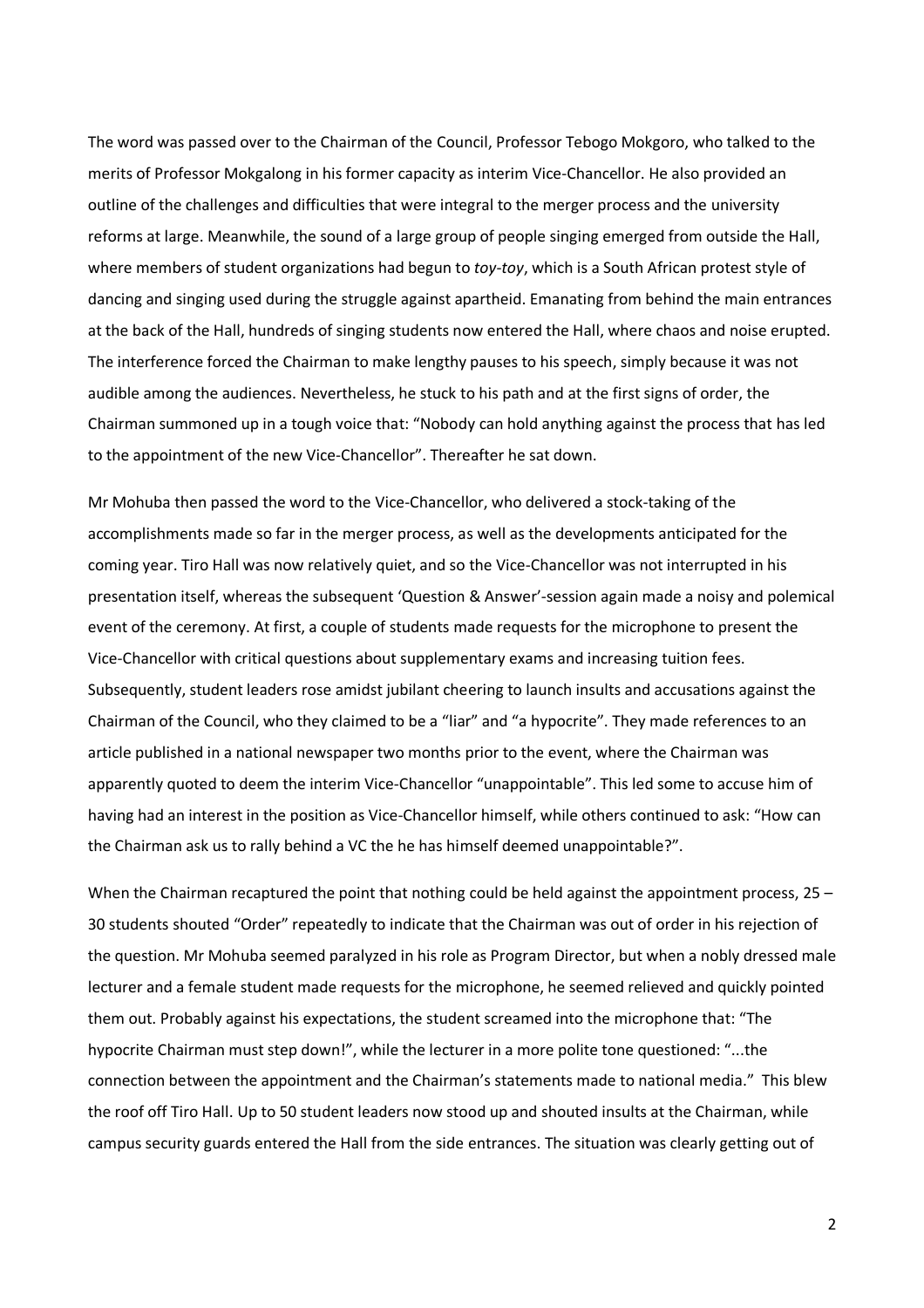The word was passed over to the Chairman of the Council, Professor Tebogo Mokgoro, who talked to the merits of Professor Mokgalong in his former capacity as interim Vice-Chancellor. He also provided an outline of the challenges and difficulties that were integral to the merger process and the university reforms at large. Meanwhile, the sound of a large group of people singing emerged from outside the Hall, where members of student organizations had begun to *toy-toy*, which is a South African protest style of dancing and singing used during the struggle against apartheid. Emanating from behind the main entrances at the back of the Hall, hundreds of singing students now entered the Hall, where chaos and noise erupted. The interference forced the Chairman to make lengthy pauses to his speech, simply because it was not audible among the audiences. Nevertheless, he stuck to his path and at the first signs of order, the Chairman summoned up in a tough voice that: "Nobody can hold anything against the process that has led to the appointment of the new Vice-Chancellor". Thereafter he sat down.

Mr Mohuba then passed the word to the Vice-Chancellor, who delivered a stock-taking of the accomplishments made so far in the merger process, as well as the developments anticipated for the coming year. Tiro Hall was now relatively quiet, and so the Vice-Chancellor was not interrupted in his presentation itself, whereas the subsequent 'Question & Answer'-session again made a noisy and polemical event of the ceremony. At first, a couple of students made requests for the microphone to present the Vice-Chancellor with critical questions about supplementary exams and increasing tuition fees. Subsequently, student leaders rose amidst jubilant cheering to launch insults and accusations against the Chairman of the Council, who they claimed to be a "liar" and "a hypocrite". They made references to an article published in a national newspaper two months prior to the event, where the Chairman was apparently quoted to deem the interim Vice-Chancellor "unappointable". This led some to accuse him of having had an interest in the position as Vice-Chancellor himself, while others continued to ask: "How can the Chairman ask us to rally behind a VC the he has himself deemed unappointable?".

When the Chairman recaptured the point that nothing could be held against the appointment process, 25 – 30 students shouted "Order" repeatedly to indicate that the Chairman was out of order in his rejection of the question. Mr Mohuba seemed paralyzed in his role as Program Director, but when a nobly dressed male lecturer and a female student made requests for the microphone, he seemed relieved and quickly pointed them out. Probably against his expectations, the student screamed into the microphone that: "The hypocrite Chairman must step down!", while the lecturer in a more polite tone questioned: "...the connection between the appointment and the Chairman's statements made to national media." This blew the roof off Tiro Hall. Up to 50 student leaders now stood up and shouted insults at the Chairman, while campus security guards entered the Hall from the side entrances. The situation was clearly getting out of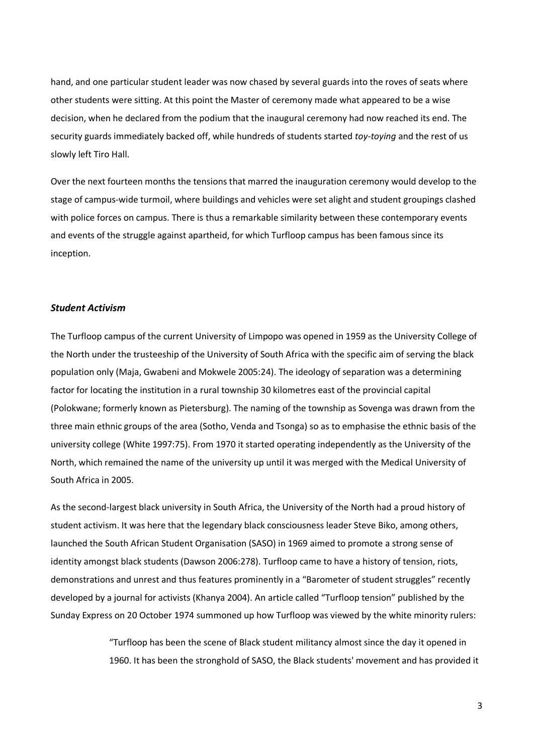hand, and one particular student leader was now chased by several guards into the roves of seats where other students were sitting. At this point the Master of ceremony made what appeared to be a wise decision, when he declared from the podium that the inaugural ceremony had now reached its end. The security guards immediately backed off, while hundreds of students started *toy-toying* and the rest of us slowly left Tiro Hall.

Over the next fourteen months the tensions that marred the inauguration ceremony would develop to the stage of campus-wide turmoil, where buildings and vehicles were set alight and student groupings clashed with police forces on campus. There is thus a remarkable similarity between these contemporary events and events of the struggle against apartheid, for which Turfloop campus has been famous since its inception.

### *Student Activism*

The Turfloop campus of the current University of Limpopo was opened in 1959 as the University College of the North under the trusteeship of the University of South Africa with the specific aim of serving the black population only (Maja, Gwabeni and Mokwele 2005:24). The ideology of separation was a determining factor for locating the institution in a rural township 30 kilometres east of the provincial capital (Polokwane; formerly known as Pietersburg). The naming of the township as Sovenga was drawn from the three main ethnic groups of the area (Sotho, Venda and Tsonga) so as to emphasise the ethnic basis of the university college (White 1997:75). From 1970 it started operating independently as the University of the North, which remained the name of the university up until it was merged with the Medical University of South Africa in 2005.

As the second-largest black university in South Africa, the University of the North had a proud history of student activism. It was here that the legendary black consciousness leader Steve Biko, among others, launched the South African Student Organisation (SASO) in 1969 aimed to promote a strong sense of identity amongst black students (Dawson 2006:278). Turfloop came to have a history of tension, riots, demonstrations and unrest and thus features prominently in a "Barometer of student struggles" recently developed by a journal for activists (Khanya 2004). An article called "Turfloop tension" published by the Sunday Express on 20 October 1974 summoned up how Turfloop was viewed by the white minority rulers:

> "Turfloop has been the scene of Black student militancy almost since the day it opened in 1960. It has been the stronghold of SASO, the Black students' movement and has provided it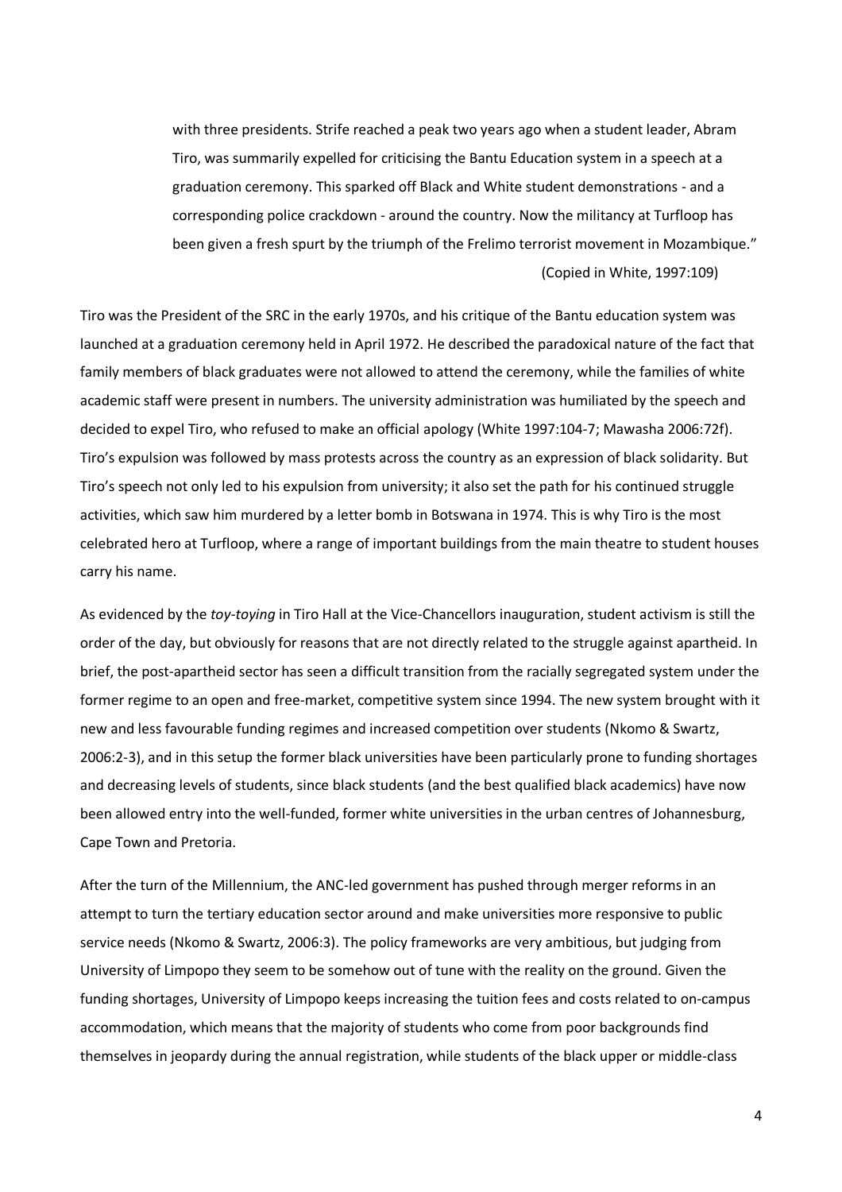> with three presidents. Strife reached a peak two years ago when a student leader, Abram Tiro, was summarily expelled for criticising the Bantu Education system in a speech at a graduation ceremony. This sparked off Black and White student demonstrations - and a corresponding police crackdown - around the country. Now the militancy at Turfloop has been given a fresh spurt by the triumph of the Frelimo terrorist movement in Mozambique."
>
> (Copied in White, 1997:109)

Tiro was the President of the SRC in the early 1970s, and his critique of the Bantu education system was launched at a graduation ceremony held in April 1972. He described the paradoxical nature of the fact that family members of black graduates were not allowed to attend the ceremony, while the families of white academic staff were present in numbers. The university administration was humiliated by the speech and decided to expel Tiro, who refused to make an official apology (White 1997:104-7; Mawasha 2006:72f). Tiro's expulsion was followed by mass protests across the country as an expression of black solidarity. But Tiro's speech not only led to his expulsion from university; it also set the path for his continued struggle activities, which saw him murdered by a letter bomb in Botswana in 1974. This is why Tiro is the most celebrated hero at Turfloop, where a range of important buildings from the main theatre to student houses carry his name.

As evidenced by the *toy-toying* in Tiro Hall at the Vice-Chancellors inauguration, student activism is still the order of the day, but obviously for reasons that are not directly related to the struggle against apartheid. In brief, the post-apartheid sector has seen a difficult transition from the racially segregated system under the former regime to an open and free-market, competitive system since 1994. The new system brought with it new and less favourable funding regimes and increased competition over students (Nkomo & Swartz, 2006:2-3), and in this setup the former black universities have been particularly prone to funding shortages and decreasing levels of students, since black students (and the best qualified black academics) have now been allowed entry into the well-funded, former white universities in the urban centres of Johannesburg, Cape Town and Pretoria.

After the turn of the Millennium, the ANC-led government has pushed through merger reforms in an attempt to turn the tertiary education sector around and make universities more responsive to public service needs (Nkomo & Swartz, 2006:3). The policy frameworks are very ambitious, but judging from University of Limpopo they seem to be somehow out of tune with the reality on the ground. Given the funding shortages, University of Limpopo keeps increasing the tuition fees and costs related to on-campus accommodation, which means that the majority of students who come from poor backgrounds find themselves in jeopardy during the annual registration, while students of the black upper or middle-class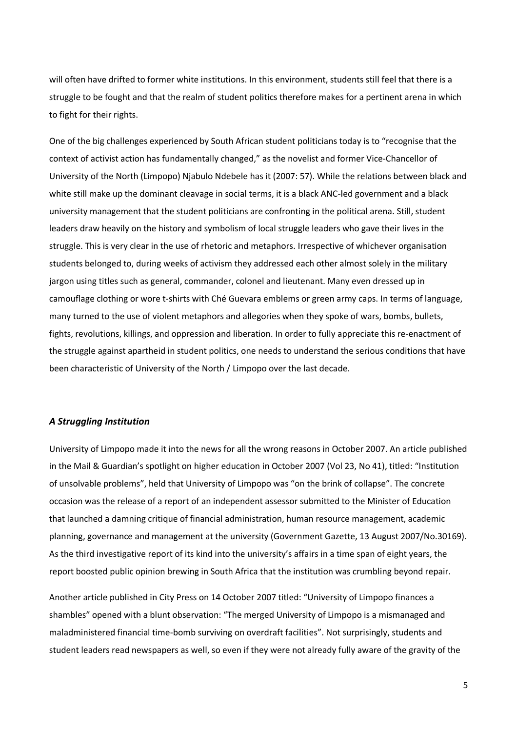will often have drifted to former white institutions. In this environment, students still feel that there is a struggle to be fought and that the realm of student politics therefore makes for a pertinent arena in which to fight for their rights.

One of the big challenges experienced by South African student politicians today is to "recognise that the context of activist action has fundamentally changed," as the novelist and former Vice-Chancellor of University of the North (Limpopo) Njabulo Ndebele has it (2007: 57). While the relations between black and white still make up the dominant cleavage in social terms, it is a black ANC-led government and a black university management that the student politicians are confronting in the political arena. Still, student leaders draw heavily on the history and symbolism of local struggle leaders who gave their lives in the struggle. This is very clear in the use of rhetoric and metaphors. Irrespective of whichever organisation students belonged to, during weeks of activism they addressed each other almost solely in the military jargon using titles such as general, commander, colonel and lieutenant. Many even dressed up in camouflage clothing or wore t-shirts with Ché Guevara emblems or green army caps. In terms of language, many turned to the use of violent metaphors and allegories when they spoke of wars, bombs, bullets, fights, revolutions, killings, and oppression and liberation. In order to fully appreciate this re-enactment of the struggle against apartheid in student politics, one needs to understand the serious conditions that have been characteristic of University of the North / Limpopo over the last decade.

### *A Struggling Institution*

University of Limpopo made it into the news for all the wrong reasons in October 2007. An article published in the Mail & Guardian's spotlight on higher education in October 2007 (Vol 23, No 41), titled: "Institution of unsolvable problems", held that University of Limpopo was "on the brink of collapse". The concrete occasion was the release of a report of an independent assessor submitted to the Minister of Education that launched a damning critique of financial administration, human resource management, academic planning, governance and management at the university (Government Gazette, 13 August 2007/No.30169). As the third investigative report of its kind into the university's affairs in a time span of eight years, the report boosted public opinion brewing in South Africa that the institution was crumbling beyond repair.

Another article published in City Press on 14 October 2007 titled: "University of Limpopo finances a shambles" opened with a blunt observation: "The merged University of Limpopo is a mismanaged and maladministered financial time-bomb surviving on overdraft facilities". Not surprisingly, students and student leaders read newspapers as well, so even if they were not already fully aware of the gravity of the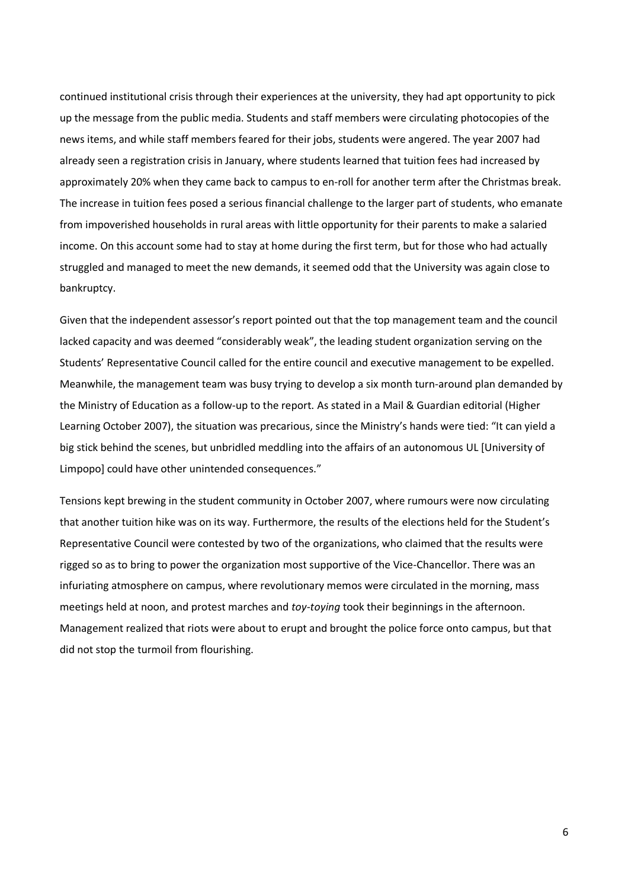continued institutional crisis through their experiences at the university, they had apt opportunity to pick up the message from the public media. Students and staff members were circulating photocopies of the news items, and while staff members feared for their jobs, students were angered. The year 2007 had already seen a registration crisis in January, where students learned that tuition fees had increased by approximately 20% when they came back to campus to en-roll for another term after the Christmas break. The increase in tuition fees posed a serious financial challenge to the larger part of students, who emanate from impoverished households in rural areas with little opportunity for their parents to make a salaried income. On this account some had to stay at home during the first term, but for those who had actually struggled and managed to meet the new demands, it seemed odd that the University was again close to bankruptcy.

Given that the independent assessor's report pointed out that the top management team and the council lacked capacity and was deemed "considerably weak", the leading student organization serving on the Students' Representative Council called for the entire council and executive management to be expelled. Meanwhile, the management team was busy trying to develop a six month turn-around plan demanded by the Ministry of Education as a follow-up to the report. As stated in a Mail & Guardian editorial (Higher Learning October 2007), the situation was precarious, since the Ministry's hands were tied: "It can yield a big stick behind the scenes, but unbridled meddling into the affairs of an autonomous UL [University of Limpopo] could have other unintended consequences."

Tensions kept brewing in the student community in October 2007, where rumours were now circulating that another tuition hike was on its way. Furthermore, the results of the elections held for the Student's Representative Council were contested by two of the organizations, who claimed that the results were rigged so as to bring to power the organization most supportive of the Vice-Chancellor. There was an infuriating atmosphere on campus, where revolutionary memos were circulated in the morning, mass meetings held at noon, and protest marches and *toy-toying* took their beginnings in the afternoon. Management realized that riots were about to erupt and brought the police force onto campus, but that did not stop the turmoil from flourishing.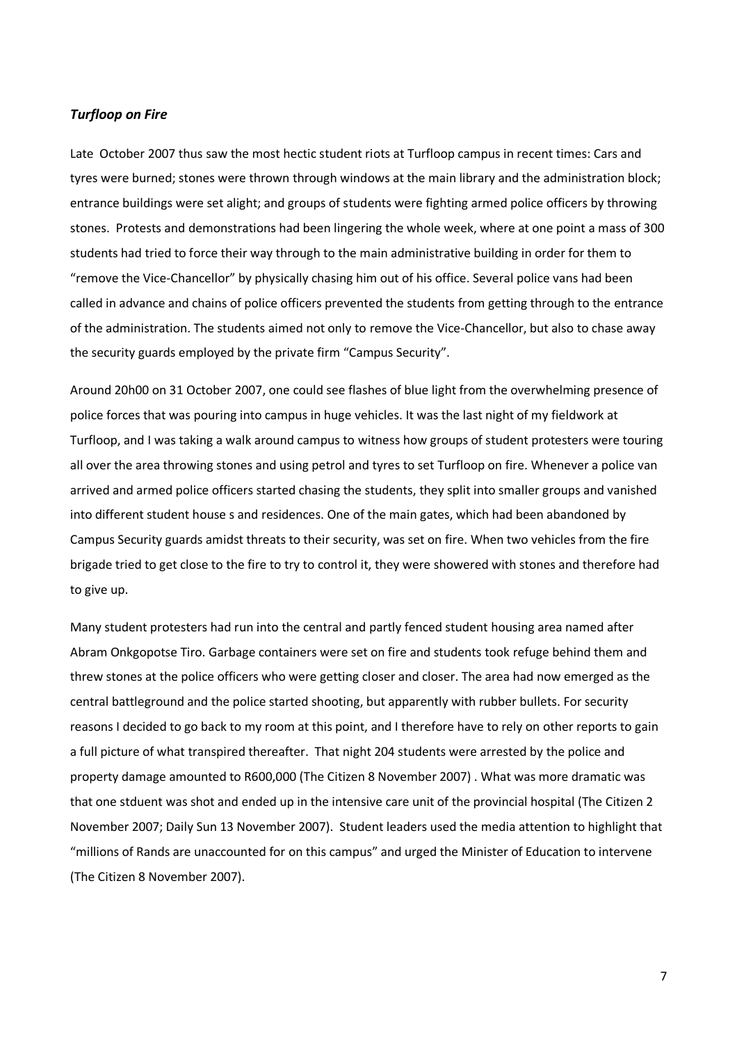### *Turfloop on Fire*

Late October 2007 thus saw the most hectic student riots at Turfloop campus in recent times: Cars and tyres were burned; stones were thrown through windows at the main library and the administration block; entrance buildings were set alight; and groups of students were fighting armed police officers by throwing stones. Protests and demonstrations had been lingering the whole week, where at one point a mass of 300 students had tried to force their way through to the main administrative building in order for them to "remove the Vice-Chancellor" by physically chasing him out of his office. Several police vans had been called in advance and chains of police officers prevented the students from getting through to the entrance of the administration. The students aimed not only to remove the Vice-Chancellor, but also to chase away the security guards employed by the private firm "Campus Security".

Around 20h00 on 31 October 2007, one could see flashes of blue light from the overwhelming presence of police forces that was pouring into campus in huge vehicles. It was the last night of my fieldwork at Turfloop, and I was taking a walk around campus to witness how groups of student protesters were touring all over the area throwing stones and using petrol and tyres to set Turfloop on fire. Whenever a police van arrived and armed police officers started chasing the students, they split into smaller groups and vanished into different student house s and residences. One of the main gates, which had been abandoned by Campus Security guards amidst threats to their security, was set on fire. When two vehicles from the fire brigade tried to get close to the fire to try to control it, they were showered with stones and therefore had to give up.

Many student protesters had run into the central and partly fenced student housing area named after Abram Onkgopotse Tiro. Garbage containers were set on fire and students took refuge behind them and threw stones at the police officers who were getting closer and closer. The area had now emerged as the central battleground and the police started shooting, but apparently with rubber bullets. For security reasons I decided to go back to my room at this point, and I therefore have to rely on other reports to gain a full picture of what transpired thereafter. That night 204 students were arrested by the police and property damage amounted to R600,000 (The Citizen 8 November 2007) . What was more dramatic was that one stduent was shot and ended up in the intensive care unit of the provincial hospital (The Citizen 2 November 2007; Daily Sun 13 November 2007). Student leaders used the media attention to highlight that "millions of Rands are unaccounted for on this campus" and urged the Minister of Education to intervene (The Citizen 8 November 2007).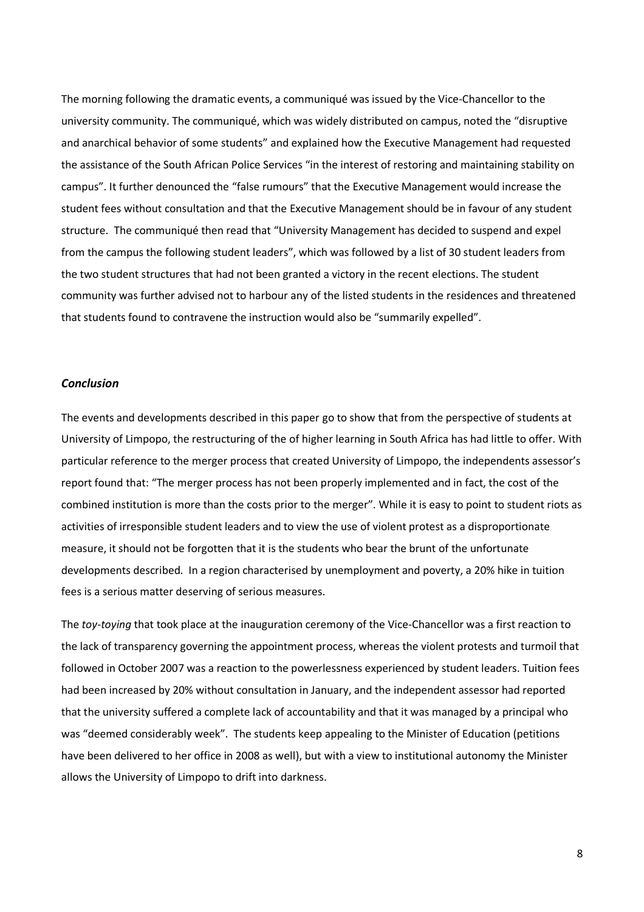The morning following the dramatic events, a communiqué was issued by the Vice-Chancellor to the university community. The communiqué, which was widely distributed on campus, noted the "disruptive and anarchical behavior of some students" and explained how the Executive Management had requested the assistance of the South African Police Services "in the interest of restoring and maintaining stability on campus". It further denounced the "false rumours" that the Executive Management would increase the student fees without consultation and that the Executive Management should be in favour of any student structure. The communiqué then read that "University Management has decided to suspend and expel from the campus the following student leaders", which was followed by a list of 30 student leaders from the two student structures that had not been granted a victory in the recent elections. The student community was further advised not to harbour any of the listed students in the residences and threatened that students found to contravene the instruction would also be "summarily expelled".

### *Conclusion*

The events and developments described in this paper go to show that from the perspective of students at University of Limpopo, the restructuring of the of higher learning in South Africa has had little to offer. With particular reference to the merger process that created University of Limpopo, the independents assessor's report found that: "The merger process has not been properly implemented and in fact, the cost of the combined institution is more than the costs prior to the merger". While it is easy to point to student riots as activities of irresponsible student leaders and to view the use of violent protest as a disproportionate measure, it should not be forgotten that it is the students who bear the brunt of the unfortunate developments described. In a region characterised by unemployment and poverty, a 20% hike in tuition fees is a serious matter deserving of serious measures.

The *toy-toying* that took place at the inauguration ceremony of the Vice-Chancellor was a first reaction to the lack of transparency governing the appointment process, whereas the violent protests and turmoil that followed in October 2007 was a reaction to the powerlessness experienced by student leaders. Tuition fees had been increased by 20% without consultation in January, and the independent assessor had reported that the university suffered a complete lack of accountability and that it was managed by a principal who was "deemed considerably week". The students keep appealing to the Minister of Education (petitions have been delivered to her office in 2008 as well), but with a view to institutional autonomy the Minister allows the University of Limpopo to drift into darkness.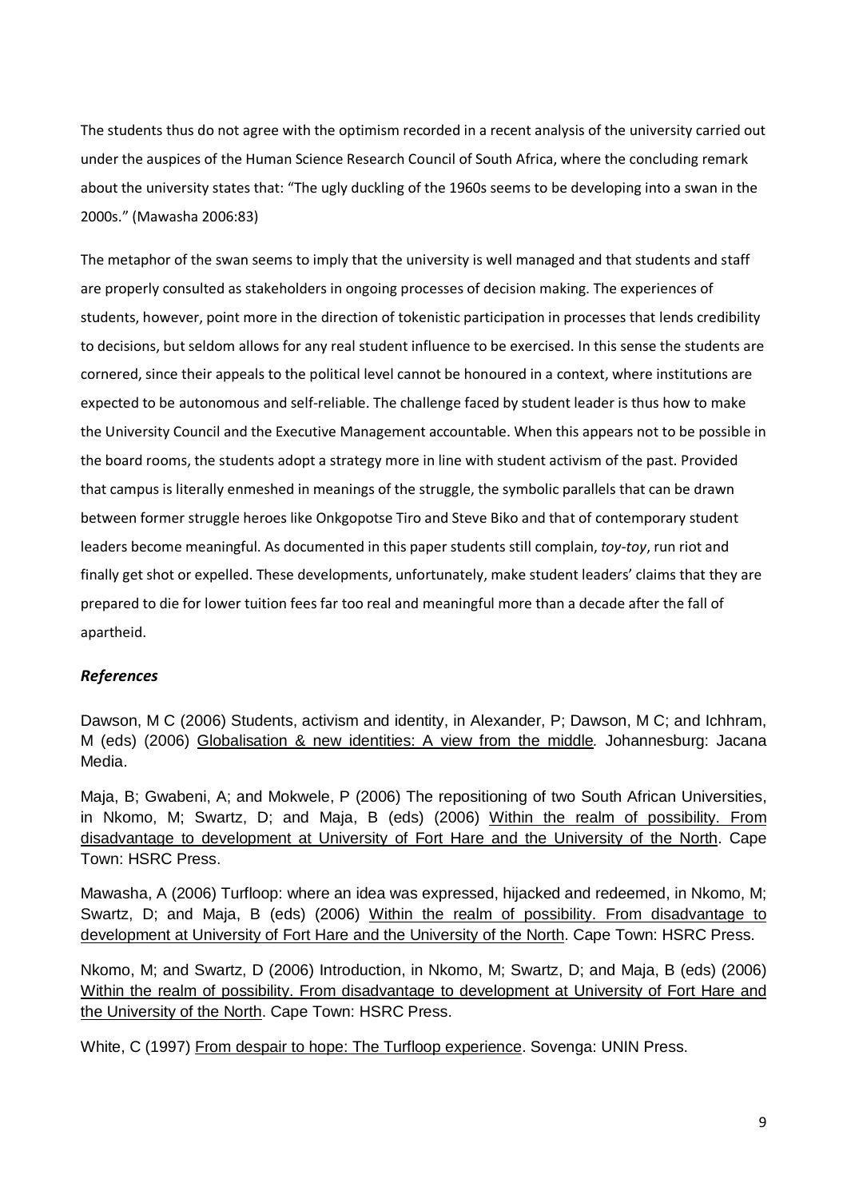The students thus do not agree with the optimism recorded in a recent analysis of the university carried out under the auspices of the Human Science Research Council of South Africa, where the concluding remark about the university states that: "The ugly duckling of the 1960s seems to be developing into a swan in the 2000s." (Mawasha 2006:83)

The metaphor of the swan seems to imply that the university is well managed and that students and staff are properly consulted as stakeholders in ongoing processes of decision making. The experiences of students, however, point more in the direction of tokenistic participation in processes that lends credibility to decisions, but seldom allows for any real student influence to be exercised. In this sense the students are cornered, since their appeals to the political level cannot be honoured in a context, where institutions are expected to be autonomous and self-reliable. The challenge faced by student leader is thus how to make the University Council and the Executive Management accountable. When this appears not to be possible in the board rooms, the students adopt a strategy more in line with student activism of the past. Provided that campus is literally enmeshed in meanings of the struggle, the symbolic parallels that can be drawn between former struggle heroes like Onkgopotse Tiro and Steve Biko and that of contemporary student leaders become meaningful. As documented in this paper students still complain, *toy-toy*, run riot and finally get shot or expelled. These developments, unfortunately, make student leaders' claims that they are prepared to die for lower tuition fees far too real and meaningful more than a decade after the fall of apartheid.

### *References*

Dawson, M C (2006) Students, activism and identity, in Alexander, P; Dawson, M C; and Ichhram, M (eds) (2006) Globalisation & new identities: A view from the middle*.* Johannesburg: Jacana Media.

Maja, B; Gwabeni, A; and Mokwele, P (2006) The repositioning of two South African Universities, in Nkomo, M; Swartz, D; and Maja, B (eds) (2006) Within the realm of possibility. From disadvantage to development at University of Fort Hare and the University of the North. Cape Town: HSRC Press.

Mawasha, A (2006) Turfloop: where an idea was expressed, hijacked and redeemed, in Nkomo, M; Swartz, D; and Maja, B (eds) (2006) Within the realm of possibility. From disadvantage to development at University of Fort Hare and the University of the North. Cape Town: HSRC Press.

Nkomo, M; and Swartz, D (2006) Introduction, in Nkomo, M; Swartz, D; and Maja, B (eds) (2006) Within the realm of possibility. From disadvantage to development at University of Fort Hare and the University of the North. Cape Town: HSRC Press.

White, C (1997) From despair to hope: The Turfloop experience. Sovenga: UNIN Press.